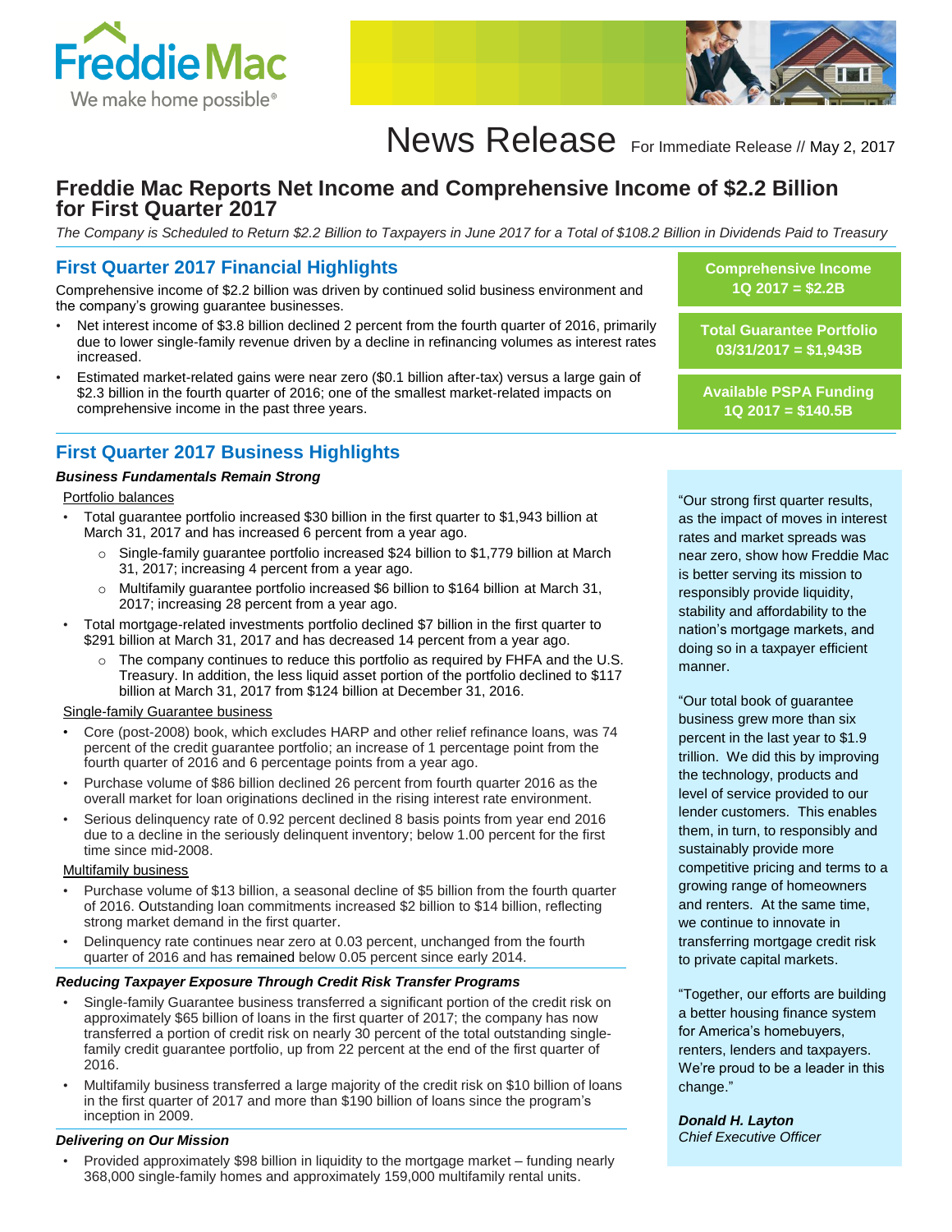Freddie Mac

We make home possible®

# News Release

For Immediate Release // May 2, 2017

# Freddie Mac Reports Net Income and Comprehensive Income of $2.2 Billion for First Quarter 2017

*The Company is Scheduled to Return $2.2 Billion to Taxpayers in June 2017 for a Total of $108.2 Billion in Dividends Paid to Treasury*

## First Quarter 2017 Financial Highlights

Comprehensive income of $2.2 billion was driven by continued solid business environment and the company's growing guarantee businesses.

- Net interest income of $3.8 billion declined 2 percent from the fourth quarter of 2016, primarily due to lower single-family revenue driven by a decline in refinancing volumes as interest rates increased.
- Estimated market-related gains were near zero ($0.1 billion after-tax) versus a large gain of $2.3 billion in the fourth quarter of 2016; one of the smallest market-related impacts on comprehensive income in the past three years.

**Comprehensive Income 1Q 2017 = $2.2B**

**Total Guarantee Portfolio 03/31/2017 = $1,943B**

**Available PSPA Funding 1Q 2017 = $140.5B**

## First Quarter 2017 Business Highlights

***Business Fundamentals Remain Strong***

Portfolio balances

- Total guarantee portfolio increased $30 billion in the first quarter to $1,943 billion at March 31, 2017 and has increased 6 percent from a year ago.
  - Single-family guarantee portfolio increased $24 billion to $1,779 billion at March 31, 2017; increasing 4 percent from a year ago.
  - Multifamily guarantee portfolio increased $6 billion to $164 billion at March 31, 2017; increasing 28 percent from a year ago.
- Total mortgage-related investments portfolio declined $7 billion in the first quarter to $291 billion at March 31, 2017 and has decreased 14 percent from a year ago.
  - The company continues to reduce this portfolio as required by FHFA and the U.S. Treasury. In addition, the less liquid asset portion of the portfolio declined to $117 billion at March 31, 2017 from $124 billion at December 31, 2016.

Single-family Guarantee business

- Core (post-2008) book, which excludes HARP and other relief refinance loans, was 74 percent of the credit guarantee portfolio; an increase of 1 percentage point from the fourth quarter of 2016 and 6 percentage points from a year ago.
- Purchase volume of $86 billion declined 26 percent from fourth quarter 2016 as the overall market for loan originations declined in the rising interest rate environment.
- Serious delinquency rate of 0.92 percent declined 8 basis points from year end 2016 due to a decline in the seriously delinquent inventory; below 1.00 percent for the first time since mid-2008.

Multifamily business

- Purchase volume of $13 billion, a seasonal decline of $5 billion from the fourth quarter of 2016. Outstanding loan commitments increased $2 billion to $14 billion, reflecting strong market demand in the first quarter.
- Delinquency rate continues near zero at 0.03 percent, unchanged from the fourth quarter of 2016 and has remained below 0.05 percent since early 2014.

***Reducing Taxpayer Exposure Through Credit Risk Transfer Programs***

- Single-family Guarantee business transferred a significant portion of the credit risk on approximately $65 billion of loans in the first quarter of 2017; the company has now transferred a portion of credit risk on nearly 30 percent of the total outstanding single-family credit guarantee portfolio, up from 22 percent at the end of the first quarter of 2016.
- Multifamily business transferred a large majority of the credit risk on $10 billion of loans in the first quarter of 2017 and more than $190 billion of loans since the program's inception in 2009.

***Delivering on Our Mission***

- Provided approximately $98 billion in liquidity to the mortgage market – funding nearly 368,000 single-family homes and approximately 159,000 multifamily rental units.

"Our strong first quarter results, as the impact of moves in interest rates and market spreads was near zero, show how Freddie Mac is better serving its mission to responsibly provide liquidity, stability and affordability to the nation's mortgage markets, and doing so in a taxpayer efficient manner.

"Our total book of guarantee business grew more than six percent in the last year to $1.9 trillion. We did this by improving the technology, products and level of service provided to our lender customers. This enables them, in turn, to responsibly and sustainably provide more competitive pricing and terms to a growing range of homeowners and renters. At the same time, we continue to innovate in transferring mortgage credit risk to private capital markets.

"Together, our efforts are building a better housing finance system for America's homebuyers, renters, lenders and taxpayers. We're proud to be a leader in this change."

***Donald H. Layton***
*Chief Executive Officer*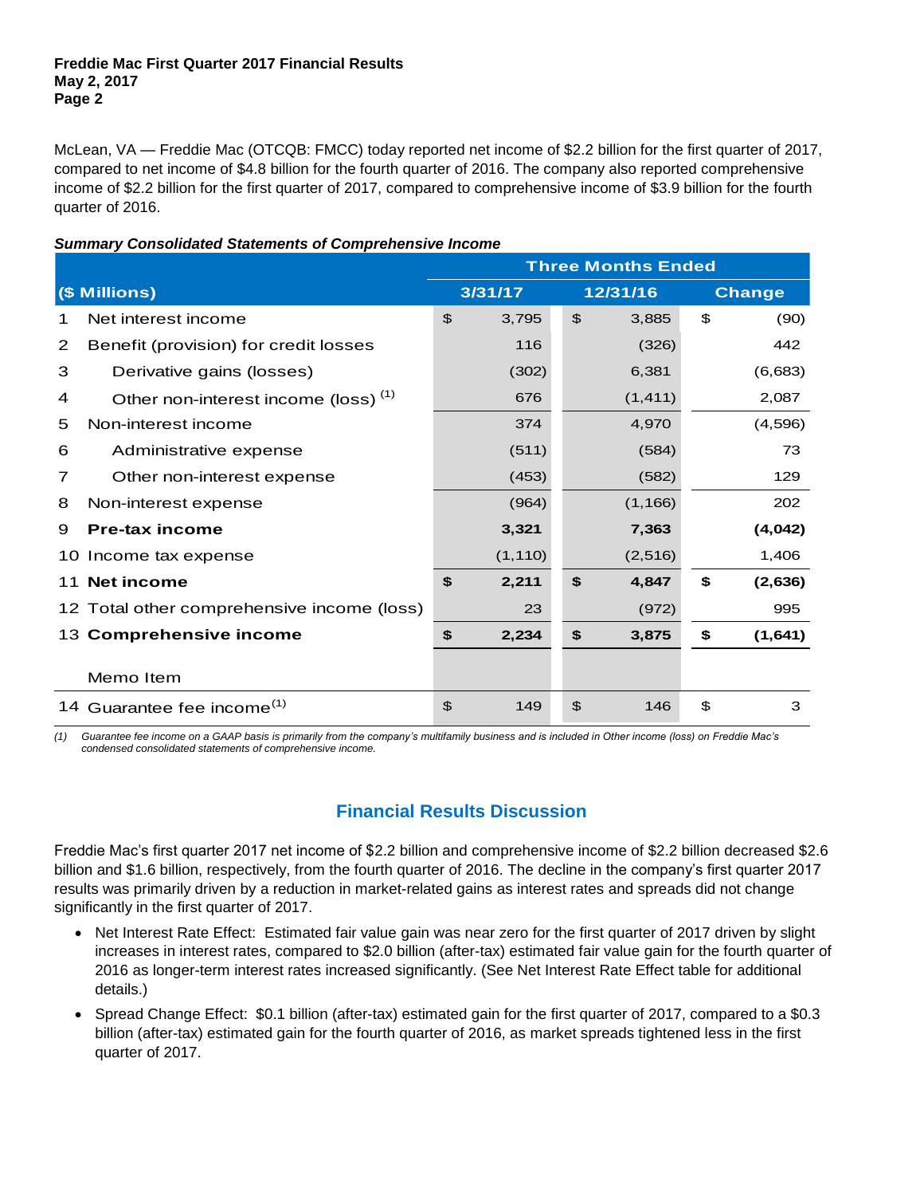McLean, VA — Freddie Mac (OTCQB: FMCC) today reported net income of $2.2 billion for the first quarter of 2017, compared to net income of $4.8 billion for the fourth quarter of 2016. The company also reported comprehensive income of $2.2 billion for the first quarter of 2017, compared to comprehensive income of $3.9 billion for the fourth quarter of 2016.

***Summary Consolidated Statements of Comprehensive Income***

| | | Three Months Ended | | |
|---|---|---|---|---|
| | ($ Millions) | 3/31/17 | 12/31/16 | Change |
| 1 | Net interest income | $ 3,795 | $ 3,885 | $ (90) |
| 2 | Benefit (provision) for credit losses | 116 | (326) | 442 |
| 3 | Derivative gains (losses) | (302) | 6,381 | (6,683) |
| 4 | Other non-interest income (loss) [(1)] | 676 | (1,411) | 2,087 |
| 5 | Non-interest income | 374 | 4,970 | (4,596) |
| 6 | Administrative expense | (511) | (584) | 73 |
| 7 | Other non-interest expense | (453) | (582) | 129 |
| 8 | Non-interest expense | (964) | (1,166) | 202 |
| 9 | **Pre-tax income** | **3,321** | **7,363** | **(4,042)** |
| 10 | Income tax expense | (1,110) | (2,516) | 1,406 |
| 11 | **Net income** | **$ 2,211** | **$ 4,847** | **$ (2,636)** |
| 12 | Total other comprehensive income (loss) | 23 | (972) | 995 |
| 13 | **Comprehensive income** | **$ 2,234** | **$ 3,875** | **$ (1,641)** |
| | Memo Item | | | |
| 14 | Guarantee fee income[(1)] | $ 149 | $ 146 | $ 3 |

*(1) Guarantee fee income on a GAAP basis is primarily from the company's multifamily business and is included in Other income (loss) on Freddie Mac's condensed consolidated statements of comprehensive income.*

## Financial Results Discussion

Freddie Mac's first quarter 2017 net income of $2.2 billion and comprehensive income of $2.2 billion decreased $2.6 billion and $1.6 billion, respectively, from the fourth quarter of 2016. The decline in the company's first quarter 2017 results was primarily driven by a reduction in market-related gains as interest rates and spreads did not change significantly in the first quarter of 2017.

- Net Interest Rate Effect: Estimated fair value gain was near zero for the first quarter of 2017 driven by slight increases in interest rates, compared to $2.0 billion (after-tax) estimated fair value gain for the fourth quarter of 2016 as longer-term interest rates increased significantly. (See Net Interest Rate Effect table for additional details.)
- Spread Change Effect: $0.1 billion (after-tax) estimated gain for the first quarter of 2017, compared to a $0.3 billion (after-tax) estimated gain for the fourth quarter of 2016, as market spreads tightened less in the first quarter of 2017.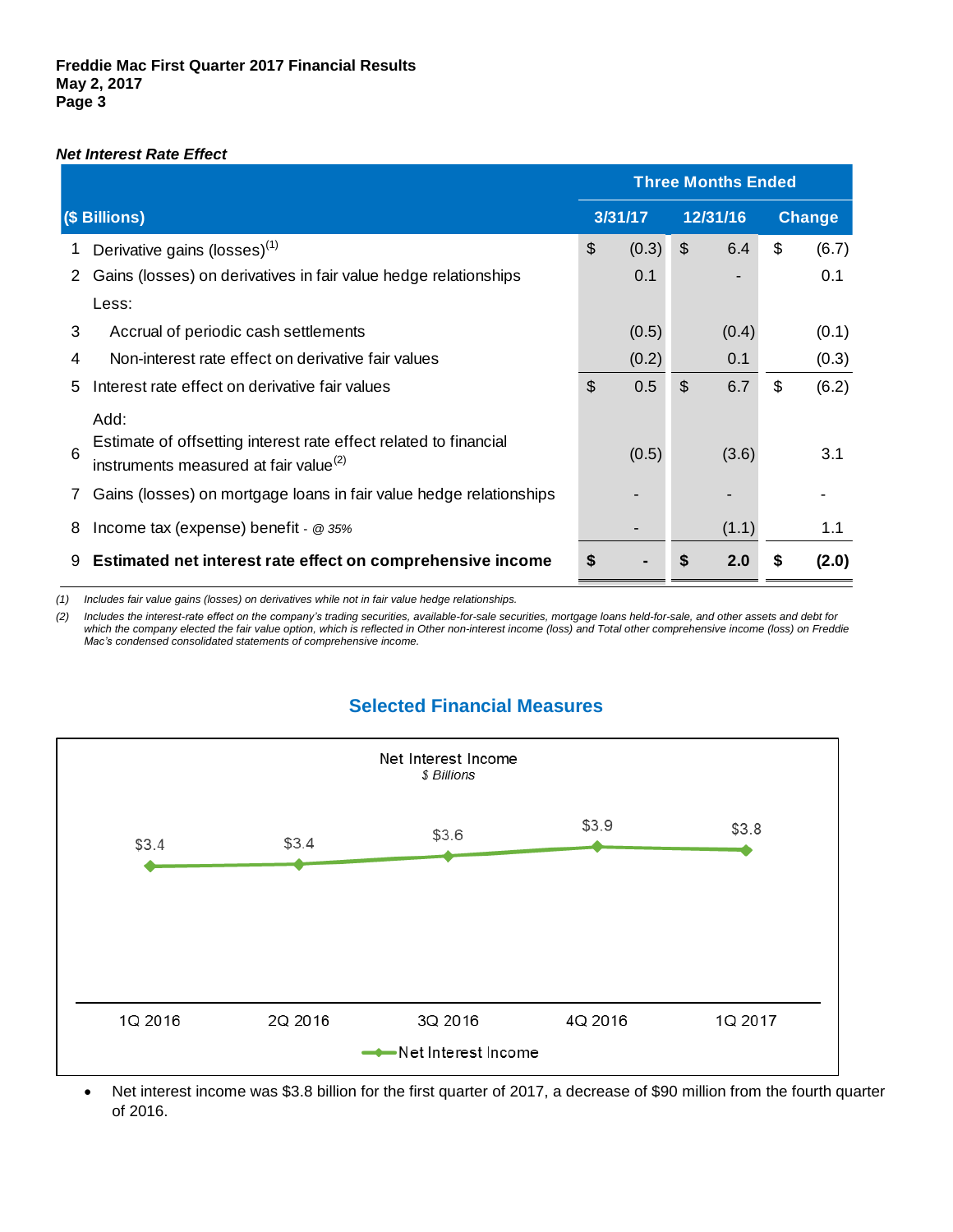*Net Interest Rate Effect*

| | ($ Billions) | Three Months Ended | | |
|---|---|---|---|---|
| | | 3/31/17 | 12/31/16 | Change |
| 1 | Derivative gains (losses)[1] | $ (0.3) | $ 6.4 | $ (6.7) |
| 2 | Gains (losses) on derivatives in fair value hedge relationships | 0.1 | - | 0.1 |
| | Less: | | | |
| 3 | Accrual of periodic cash settlements | (0.5) | (0.4) | (0.1) |
| 4 | Non-interest rate effect on derivative fair values | (0.2) | 0.1 | (0.3) |
| 5 | Interest rate effect on derivative fair values | $ 0.5 | $ 6.7 | $ (6.2) |
| | Add: | | | |
| 6 | Estimate of offsetting interest rate effect related to financial instruments measured at fair value[2] | (0.5) | (3.6) | 3.1 |
| 7 | Gains (losses) on mortgage loans in fair value hedge relationships | - | - | - |
| 8 | Income tax (expense) benefit - *@ 35%* | - | (1.1) | 1.1 |
| 9 | **Estimated net interest rate effect on comprehensive income** | **$ -** | **$ 2.0** | **$ (2.0)** |

*(1) Includes fair value gains (losses) on derivatives while not in fair value hedge relationships.*

*(2) Includes the interest-rate effect on the company's trading securities, available-for-sale securities, mortgage loans held-for-sale, and other assets and debt for which the company elected the fair value option, which is reflected in Other non-interest income (loss) and Total other comprehensive income (loss) on Freddie Mac's condensed consolidated statements of comprehensive income.*

## Selected Financial Measures

Net Interest Income
*$ Billions*

| | 1Q 2016 | 2Q 2016 | 3Q 2016 | 4Q 2016 | 1Q 2017 |
|---|---|---|---|---|---|
| Net Interest Income | $3.4 | $3.4 | $3.6 | $3.9 | $3.8 |

- Net interest income was $3.8 billion for the first quarter of 2017, a decrease of $90 million from the fourth quarter of 2016.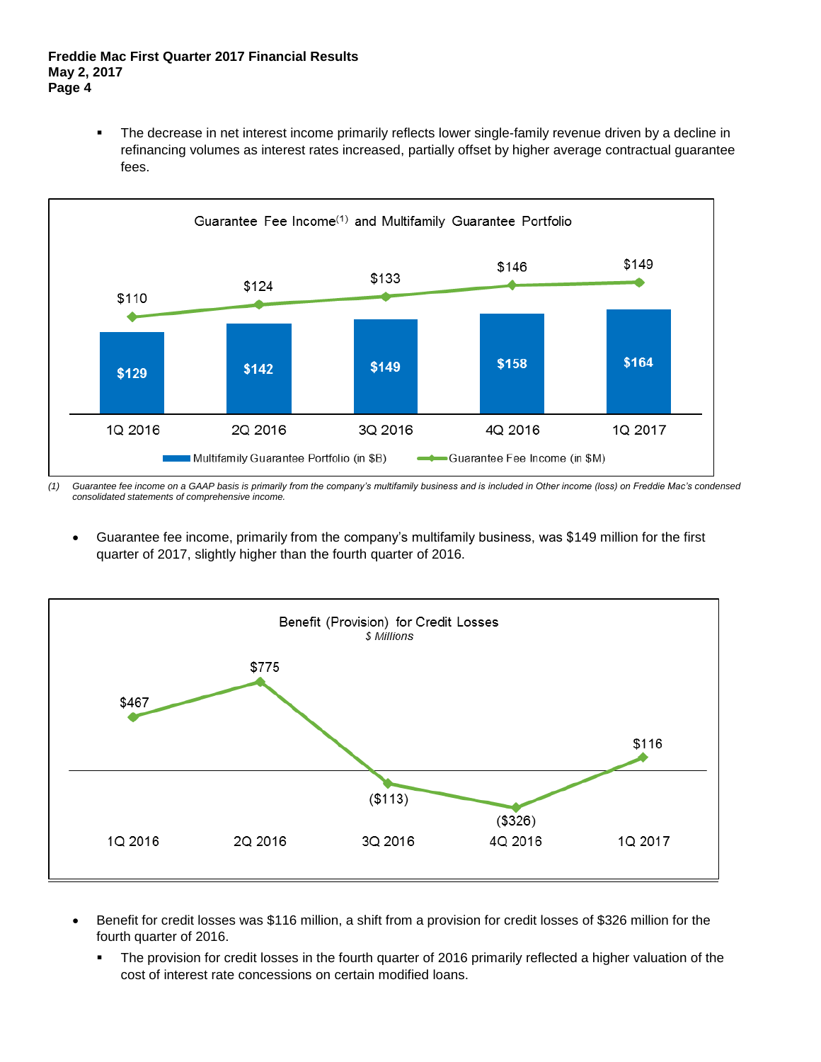- The decrease in net interest income primarily reflects lower single-family revenue driven by a decline in refinancing volumes as interest rates increased, partially offset by higher average contractual guarantee fees.

**Guarantee Fee Income[(1)] and Multifamily Guarantee Portfolio**

| | 1Q 2016 | 2Q 2016 | 3Q 2016 | 4Q 2016 | 1Q 2017 |
|---|---|---|---|---|---|
| Multifamily Guarantee Portfolio (in $B) | $129 | $142 | $149 | $158 | $164 |
| Guarantee Fee Income (in $M) | $110 | $124 | $133 | $146 | $149 |

*(1) Guarantee fee income on a GAAP basis is primarily from the company's multifamily business and is included in Other income (loss) on Freddie Mac's condensed consolidated statements of comprehensive income.*

- Guarantee fee income, primarily from the company's multifamily business, was $149 million for the first quarter of 2017, slightly higher than the fourth quarter of 2016.

**Benefit (Provision) for Credit Losses**
*$ Millions*

| 1Q 2016 | 2Q 2016 | 3Q 2016 | 4Q 2016 | 1Q 2017 |
|---|---|---|---|---|
| $467 | $775 | ($113) | ($326) | $116 |

- Benefit for credit losses was $116 million, a shift from a provision for credit losses of $326 million for the fourth quarter of 2016.
  - The provision for credit losses in the fourth quarter of 2016 primarily reflected a higher valuation of the cost of interest rate concessions on certain modified loans.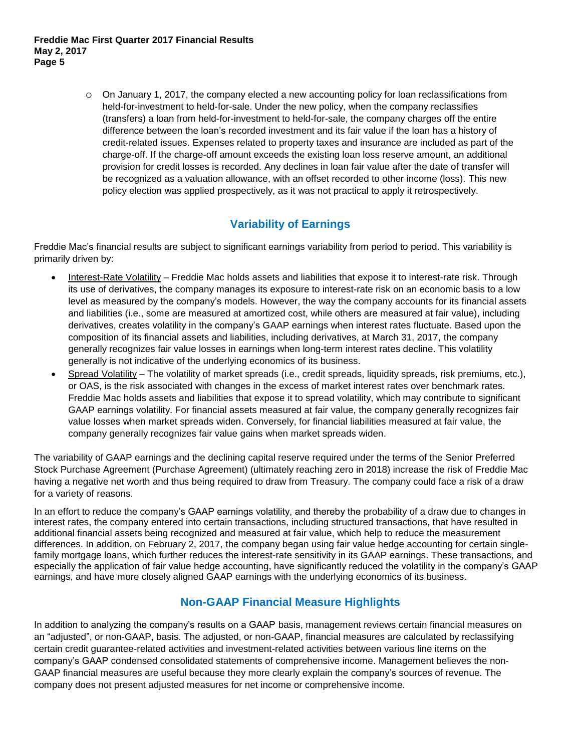- On January 1, 2017, the company elected a new accounting policy for loan reclassifications from held-for-investment to held-for-sale. Under the new policy, when the company reclassifies (transfers) a loan from held-for-investment to held-for-sale, the company charges off the entire difference between the loan's recorded investment and its fair value if the loan has a history of credit-related issues. Expenses related to property taxes and insurance are included as part of the charge-off. If the charge-off amount exceeds the existing loan loss reserve amount, an additional provision for credit losses is recorded. Any declines in loan fair value after the date of transfer will be recognized as a valuation allowance, with an offset recorded to other income (loss). This new policy election was applied prospectively, as it was not practical to apply it retrospectively.

## Variability of Earnings

Freddie Mac's financial results are subject to significant earnings variability from period to period. This variability is primarily driven by:

- Interest-Rate Volatility – Freddie Mac holds assets and liabilities that expose it to interest-rate risk. Through its use of derivatives, the company manages its exposure to interest-rate risk on an economic basis to a low level as measured by the company's models. However, the way the company accounts for its financial assets and liabilities (i.e., some are measured at amortized cost, while others are measured at fair value), including derivatives, creates volatility in the company's GAAP earnings when interest rates fluctuate. Based upon the composition of its financial assets and liabilities, including derivatives, at March 31, 2017, the company generally recognizes fair value losses in earnings when long-term interest rates decline. This volatility generally is not indicative of the underlying economics of its business.
- Spread Volatility – The volatility of market spreads (i.e., credit spreads, liquidity spreads, risk premiums, etc.), or OAS, is the risk associated with changes in the excess of market interest rates over benchmark rates. Freddie Mac holds assets and liabilities that expose it to spread volatility, which may contribute to significant GAAP earnings volatility. For financial assets measured at fair value, the company generally recognizes fair value losses when market spreads widen. Conversely, for financial liabilities measured at fair value, the company generally recognizes fair value gains when market spreads widen.

The variability of GAAP earnings and the declining capital reserve required under the terms of the Senior Preferred Stock Purchase Agreement (Purchase Agreement) (ultimately reaching zero in 2018) increase the risk of Freddie Mac having a negative net worth and thus being required to draw from Treasury. The company could face a risk of a draw for a variety of reasons.

In an effort to reduce the company's GAAP earnings volatility, and thereby the probability of a draw due to changes in interest rates, the company entered into certain transactions, including structured transactions, that have resulted in additional financial assets being recognized and measured at fair value, which help to reduce the measurement differences. In addition, on February 2, 2017, the company began using fair value hedge accounting for certain single-family mortgage loans, which further reduces the interest-rate sensitivity in its GAAP earnings. These transactions, and especially the application of fair value hedge accounting, have significantly reduced the volatility in the company's GAAP earnings, and have more closely aligned GAAP earnings with the underlying economics of its business.

## Non-GAAP Financial Measure Highlights

In addition to analyzing the company's results on a GAAP basis, management reviews certain financial measures on an "adjusted", or non-GAAP, basis. The adjusted, or non-GAAP, financial measures are calculated by reclassifying certain credit guarantee-related activities and investment-related activities between various line items on the company's GAAP condensed consolidated statements of comprehensive income. Management believes the non-GAAP financial measures are useful because they more clearly explain the company's sources of revenue. The company does not present adjusted measures for net income or comprehensive income.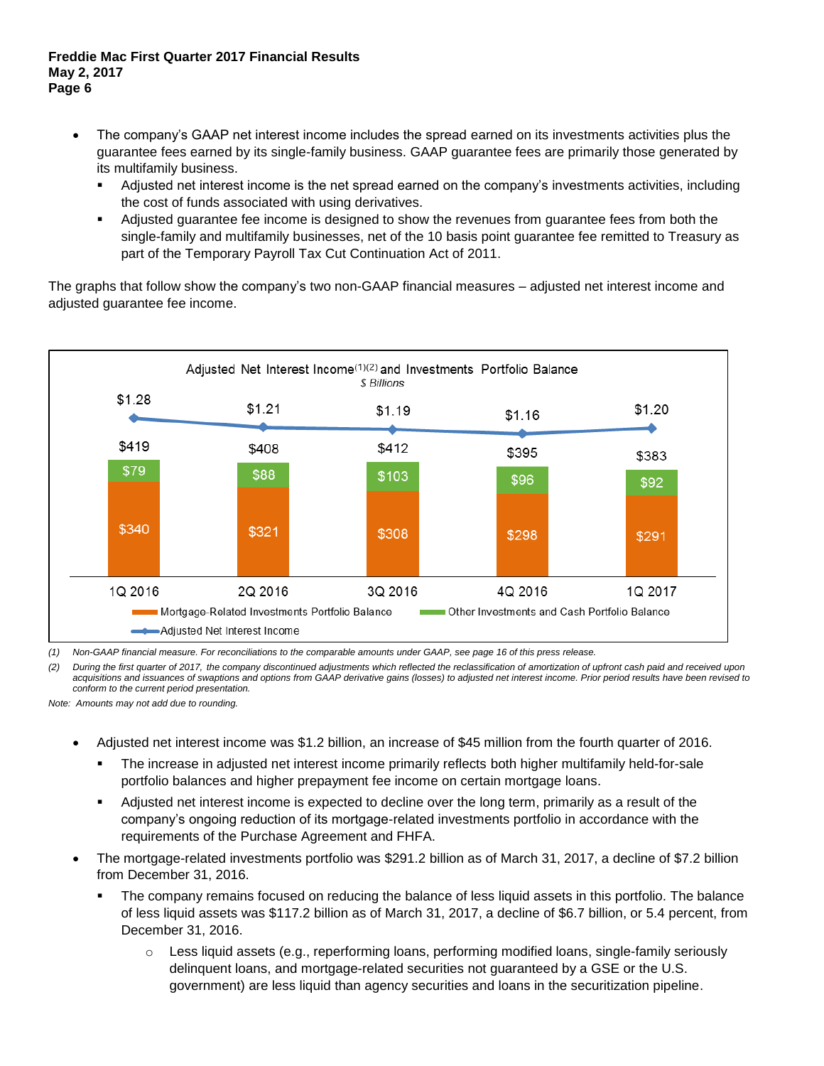- The company's GAAP net interest income includes the spread earned on its investments activities plus the guarantee fees earned by its single-family business. GAAP guarantee fees are primarily those generated by its multifamily business.
  - Adjusted net interest income is the net spread earned on the company's investments activities, including the cost of funds associated with using derivatives.
  - Adjusted guarantee fee income is designed to show the revenues from guarantee fees from both the single-family and multifamily businesses, net of the 10 basis point guarantee fee remitted to Treasury as part of the Temporary Payroll Tax Cut Continuation Act of 2011.

The graphs that follow show the company's two non-GAAP financial measures – adjusted net interest income and adjusted guarantee fee income.

**Adjusted Net Interest Income[1][2] and Investments Portfolio Balance**
*$ Billions*

| | 1Q 2016 | 2Q 2016 | 3Q 2016 | 4Q 2016 | 1Q 2017 |
|---|---|---|---|---|---|
| Adjusted Net Interest Income | $1.28 | $1.21 | $1.19 | $1.16 | $1.20 |
| Mortgage-Related Investments Portfolio Balance | $340 | $321 | $308 | $298 | $291 |
| Other Investments and Cash Portfolio Balance | $79 | $88 | $103 | $96 | $92 |
| Total | $419 | $408 | $412 | $395 | $383 |

*(1) Non-GAAP financial measure. For reconciliations to the comparable amounts under GAAP, see page 16 of this press release.*

*(2) During the first quarter of 2017, the company discontinued adjustments which reflected the reclassification of amortization of upfront cash paid and received upon acquisitions and issuances of swaptions and options from GAAP derivative gains (losses) to adjusted net interest income. Prior period results have been revised to conform to the current period presentation.*

*Note: Amounts may not add due to rounding.*

- Adjusted net interest income was $1.2 billion, an increase of $45 million from the fourth quarter of 2016.
  - The increase in adjusted net interest income primarily reflects both higher multifamily held-for-sale portfolio balances and higher prepayment fee income on certain mortgage loans.
  - Adjusted net interest income is expected to decline over the long term, primarily as a result of the company's ongoing reduction of its mortgage-related investments portfolio in accordance with the requirements of the Purchase Agreement and FHFA.
- The mortgage-related investments portfolio was $291.2 billion as of March 31, 2017, a decline of $7.2 billion from December 31, 2016.
  - The company remains focused on reducing the balance of less liquid assets in this portfolio. The balance of less liquid assets was $117.2 billion as of March 31, 2017, a decline of $6.7 billion, or 5.4 percent, from December 31, 2016.
    - Less liquid assets (e.g., reperforming loans, performing modified loans, single-family seriously delinquent loans, and mortgage-related securities not guaranteed by a GSE or the U.S. government) are less liquid than agency securities and loans in the securitization pipeline.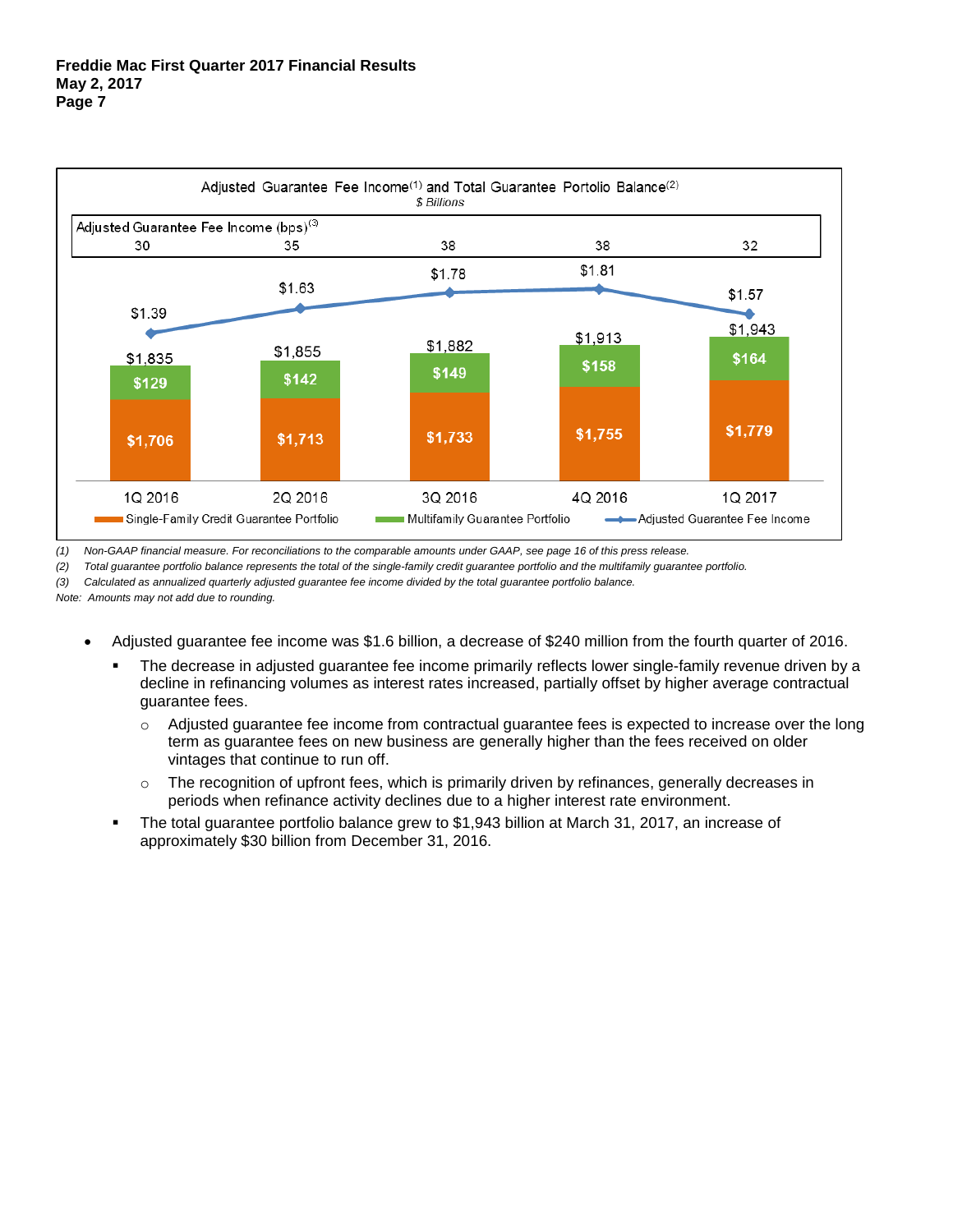**Adjusted Guarantee Fee Income[1] and Total Guarantee Portolio Balance[2]**

*$ Billions*

| | 1Q 2016 | 2Q 2016 | 3Q 2016 | 4Q 2016 | 1Q 2017 |
|---|---|---|---|---|---|
| Adjusted Guarantee Fee Income (bps)[3] | 30 | 35 | 38 | 38 | 32 |
| Adjusted Guarantee Fee Income | $1.39 | $1.63 | $1.78 | $1.81 | $1.57 |
| Single-Family Credit Guarantee Portfolio | $1,706 | $1,713 | $1,733 | $1,755 | $1,779 |
| Multifamily Guarantee Portfolio | $129 | $142 | $149 | $158 | $164 |
| Total | $1,835 | $1,855 | $1,882 | $1,913 | $1,943 |

(1) *Non-GAAP financial measure. For reconciliations to the comparable amounts under GAAP, see page 16 of this press release.*

(2) *Total guarantee portfolio balance represents the total of the single-family credit guarantee portfolio and the multifamily guarantee portfolio.*

(3) *Calculated as annualized quarterly adjusted guarantee fee income divided by the total guarantee portfolio balance.*

*Note: Amounts may not add due to rounding.*

- Adjusted guarantee fee income was $1.6 billion, a decrease of $240 million from the fourth quarter of 2016.
  - The decrease in adjusted guarantee fee income primarily reflects lower single-family revenue driven by a decline in refinancing volumes as interest rates increased, partially offset by higher average contractual guarantee fees.
    - Adjusted guarantee fee income from contractual guarantee fees is expected to increase over the long term as guarantee fees on new business are generally higher than the fees received on older vintages that continue to run off.
    - The recognition of upfront fees, which is primarily driven by refinances, generally decreases in periods when refinance activity declines due to a higher interest rate environment.
  - The total guarantee portfolio balance grew to $1,943 billion at March 31, 2017, an increase of approximately $30 billion from December 31, 2016.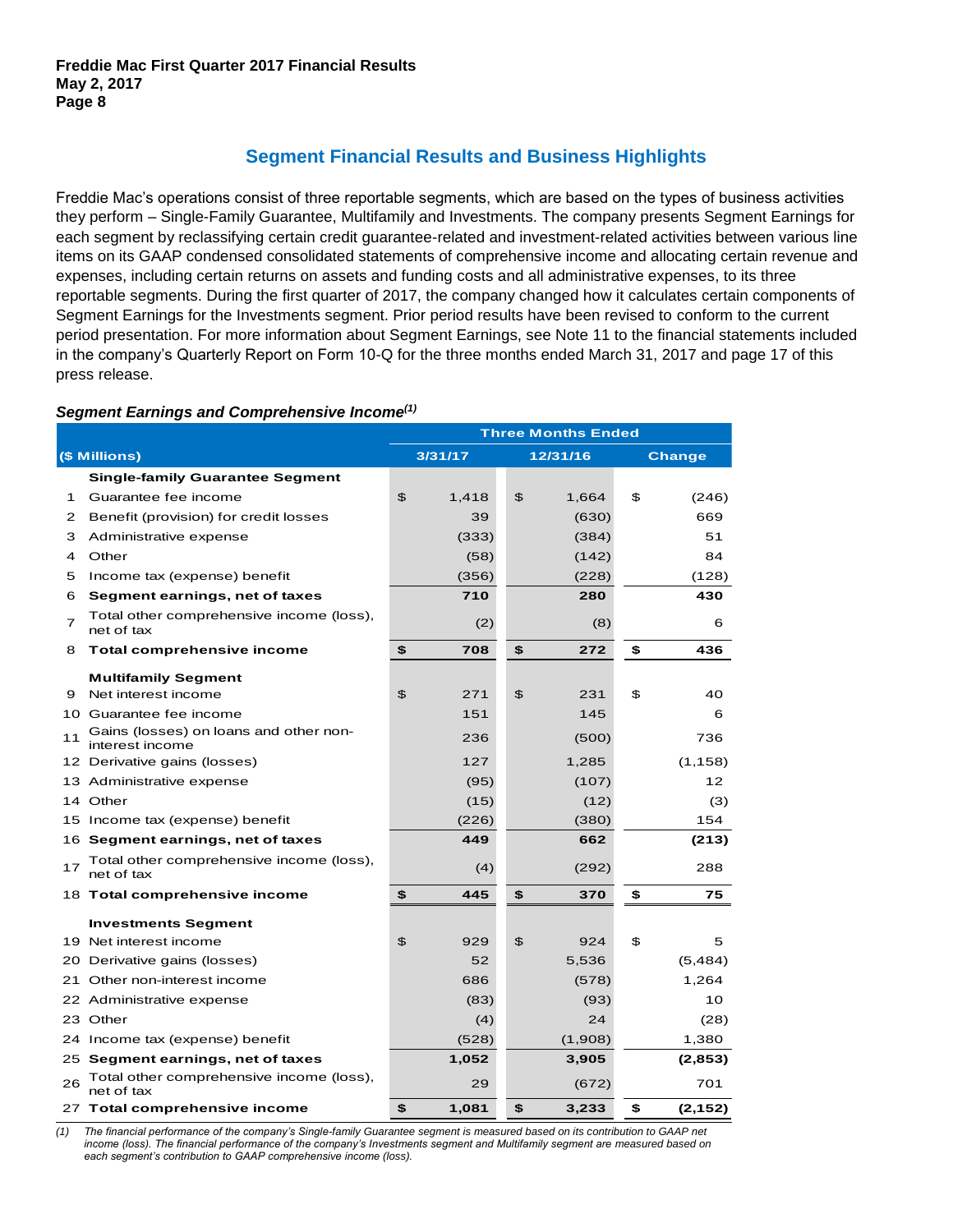## Segment Financial Results and Business Highlights

Freddie Mac's operations consist of three reportable segments, which are based on the types of business activities they perform – Single-Family Guarantee, Multifamily and Investments. The company presents Segment Earnings for each segment by reclassifying certain credit guarantee-related and investment-related activities between various line items on its GAAP condensed consolidated statements of comprehensive income and allocating certain revenue and expenses, including certain returns on assets and funding costs and all administrative expenses, to its three reportable segments. During the first quarter of 2017, the company changed how it calculates certain components of Segment Earnings for the Investments segment. Prior period results have been revised to conform to the current period presentation. For more information about Segment Earnings, see Note 11 to the financial statements included in the company's Quarterly Report on Form 10-Q for the three months ended March 31, 2017 and page 17 of this press release.

***Segment Earnings and Comprehensive Income[(1)]***

| | | Three Months Ended | | |
|---|---|---|---|---|
| | ($ Millions) | 3/31/17 | 12/31/16 | Change |
| | **Single-family Guarantee Segment** | | | |
| 1 | Guarantee fee income | $ 1,418 | $ 1,664 | $ (246) |
| 2 | Benefit (provision) for credit losses | 39 | (630) | 669 |
| 3 | Administrative expense | (333) | (384) | 51 |
| 4 | Other | (58) | (142) | 84 |
| 5 | Income tax (expense) benefit | (356) | (228) | (128) |
| 6 | **Segment earnings, net of taxes** | **710** | **280** | **430** |
| 7 | Total other comprehensive income (loss), net of tax | (2) | (8) | 6 |
| 8 | **Total comprehensive income** | **$ 708** | **$ 272** | **$ 436** |
| | **Multifamily Segment** | | | |
| 9 | Net interest income | $ 271 | $ 231 | $ 40 |
| 10 | Guarantee fee income | 151 | 145 | 6 |
| 11 | Gains (losses) on loans and other non-interest income | 236 | (500) | 736 |
| 12 | Derivative gains (losses) | 127 | 1,285 | (1,158) |
| 13 | Administrative expense | (95) | (107) | 12 |
| 14 | Other | (15) | (12) | (3) |
| 15 | Income tax (expense) benefit | (226) | (380) | 154 |
| 16 | **Segment earnings, net of taxes** | **449** | **662** | **(213)** |
| 17 | Total other comprehensive income (loss), net of tax | (4) | (292) | 288 |
| 18 | **Total comprehensive income** | **$ 445** | **$ 370** | **$ 75** |
| | **Investments Segment** | | | |
| 19 | Net interest income | $ 929 | $ 924 | $ 5 |
| 20 | Derivative gains (losses) | 52 | 5,536 | (5,484) |
| 21 | Other non-interest income | 686 | (578) | 1,264 |
| 22 | Administrative expense | (83) | (93) | 10 |
| 23 | Other | (4) | 24 | (28) |
| 24 | Income tax (expense) benefit | (528) | (1,908) | 1,380 |
| 25 | **Segment earnings, net of taxes** | **1,052** | **3,905** | **(2,853)** |
| 26 | Total other comprehensive income (loss), net of tax | 29 | (672) | 701 |
| 27 | **Total comprehensive income** | **$ 1,081** | **$ 3,233** | **$ (2,152)** |

*(1) The financial performance of the company's Single-family Guarantee segment is measured based on its contribution to GAAP net income (loss). The financial performance of the company's Investments segment and Multifamily segment are measured based on each segment's contribution to GAAP comprehensive income (loss).*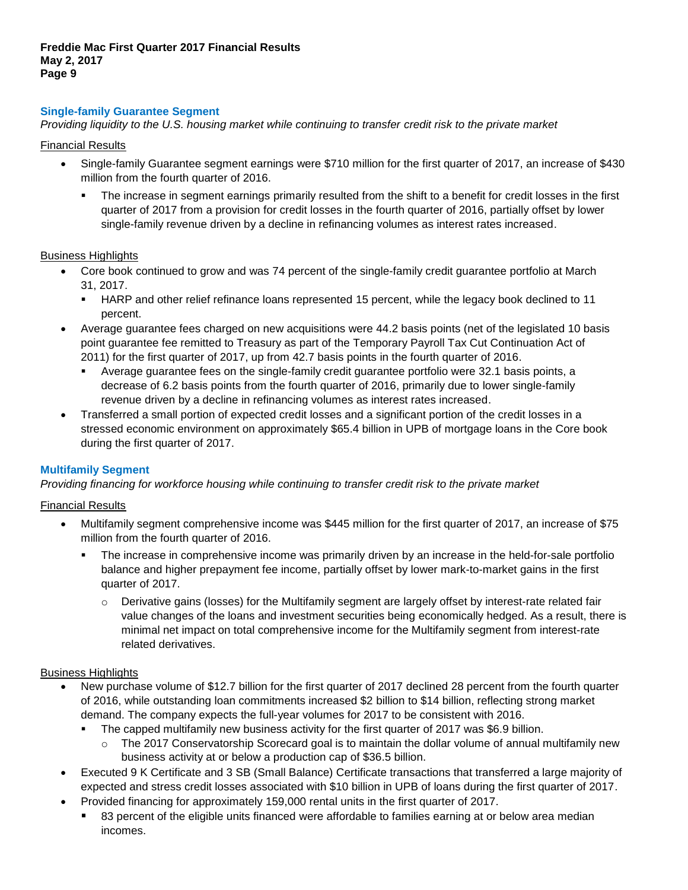## Single-family Guarantee Segment

*Providing liquidity to the U.S. housing market while continuing to transfer credit risk to the private market*

Financial Results

- Single-family Guarantee segment earnings were $710 million for the first quarter of 2017, an increase of $430 million from the fourth quarter of 2016.
  - The increase in segment earnings primarily resulted from the shift to a benefit for credit losses in the first quarter of 2017 from a provision for credit losses in the fourth quarter of 2016, partially offset by lower single-family revenue driven by a decline in refinancing volumes as interest rates increased.

Business Highlights

- Core book continued to grow and was 74 percent of the single-family credit guarantee portfolio at March 31, 2017.
  - HARP and other relief refinance loans represented 15 percent, while the legacy book declined to 11 percent.
- Average guarantee fees charged on new acquisitions were 44.2 basis points (net of the legislated 10 basis point guarantee fee remitted to Treasury as part of the Temporary Payroll Tax Cut Continuation Act of 2011) for the first quarter of 2017, up from 42.7 basis points in the fourth quarter of 2016.
  - Average guarantee fees on the single-family credit guarantee portfolio were 32.1 basis points, a decrease of 6.2 basis points from the fourth quarter of 2016, primarily due to lower single-family revenue driven by a decline in refinancing volumes as interest rates increased.
- Transferred a small portion of expected credit losses and a significant portion of the credit losses in a stressed economic environment on approximately $65.4 billion in UPB of mortgage loans in the Core book during the first quarter of 2017.

## Multifamily Segment

*Providing financing for workforce housing while continuing to transfer credit risk to the private market*

Financial Results

- Multifamily segment comprehensive income was $445 million for the first quarter of 2017, an increase of $75 million from the fourth quarter of 2016.
  - The increase in comprehensive income was primarily driven by an increase in the held-for-sale portfolio balance and higher prepayment fee income, partially offset by lower mark-to-market gains in the first quarter of 2017.
    - Derivative gains (losses) for the Multifamily segment are largely offset by interest-rate related fair value changes of the loans and investment securities being economically hedged. As a result, there is minimal net impact on total comprehensive income for the Multifamily segment from interest-rate related derivatives.

Business Highlights

- New purchase volume of $12.7 billion for the first quarter of 2017 declined 28 percent from the fourth quarter of 2016, while outstanding loan commitments increased $2 billion to $14 billion, reflecting strong market demand. The company expects the full-year volumes for 2017 to be consistent with 2016.
  - The capped multifamily new business activity for the first quarter of 2017 was $6.9 billion.
    - The 2017 Conservatorship Scorecard goal is to maintain the dollar volume of annual multifamily new business activity at or below a production cap of $36.5 billion.
- Executed 9 K Certificate and 3 SB (Small Balance) Certificate transactions that transferred a large majority of expected and stress credit losses associated with $10 billion in UPB of loans during the first quarter of 2017.
- Provided financing for approximately 159,000 rental units in the first quarter of 2017.
  - 83 percent of the eligible units financed were affordable to families earning at or below area median incomes.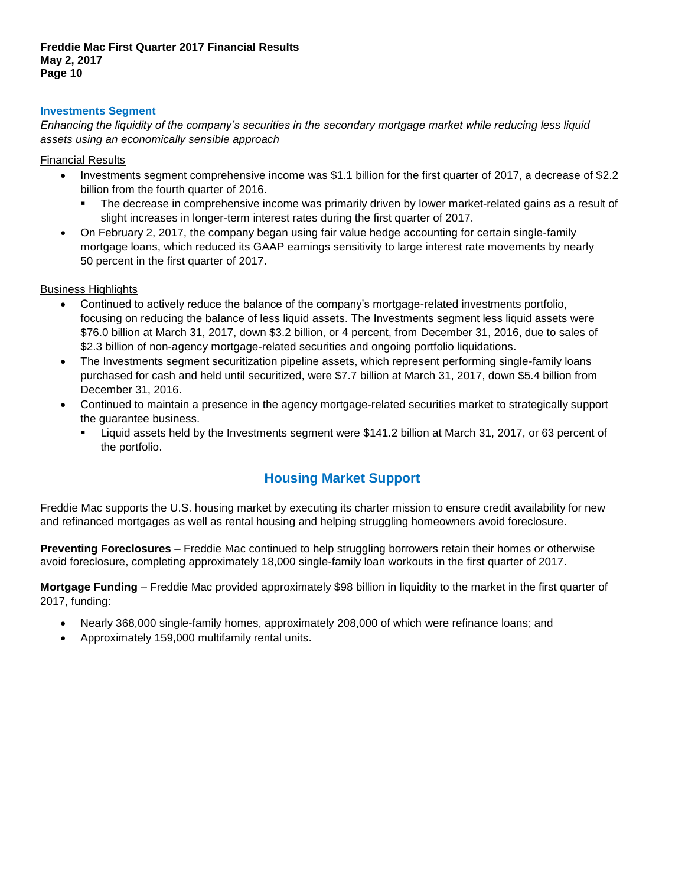### Investments Segment

*Enhancing the liquidity of the company's securities in the secondary mortgage market while reducing less liquid assets using an economically sensible approach*

Financial Results

- Investments segment comprehensive income was $1.1 billion for the first quarter of 2017, a decrease of $2.2 billion from the fourth quarter of 2016.
  - The decrease in comprehensive income was primarily driven by lower market-related gains as a result of slight increases in longer-term interest rates during the first quarter of 2017.
- On February 2, 2017, the company began using fair value hedge accounting for certain single-family mortgage loans, which reduced its GAAP earnings sensitivity to large interest rate movements by nearly 50 percent in the first quarter of 2017.

Business Highlights

- Continued to actively reduce the balance of the company's mortgage-related investments portfolio, focusing on reducing the balance of less liquid assets. The Investments segment less liquid assets were $76.0 billion at March 31, 2017, down $3.2 billion, or 4 percent, from December 31, 2016, due to sales of $2.3 billion of non-agency mortgage-related securities and ongoing portfolio liquidations.
- The Investments segment securitization pipeline assets, which represent performing single-family loans purchased for cash and held until securitized, were $7.7 billion at March 31, 2017, down $5.4 billion from December 31, 2016.
- Continued to maintain a presence in the agency mortgage-related securities market to strategically support the guarantee business.
  - Liquid assets held by the Investments segment were $141.2 billion at March 31, 2017, or 63 percent of the portfolio.

## Housing Market Support

Freddie Mac supports the U.S. housing market by executing its charter mission to ensure credit availability for new and refinanced mortgages as well as rental housing and helping struggling homeowners avoid foreclosure.

**Preventing Foreclosures** – Freddie Mac continued to help struggling borrowers retain their homes or otherwise avoid foreclosure, completing approximately 18,000 single-family loan workouts in the first quarter of 2017.

**Mortgage Funding** – Freddie Mac provided approximately $98 billion in liquidity to the market in the first quarter of 2017, funding:

- Nearly 368,000 single-family homes, approximately 208,000 of which were refinance loans; and
- Approximately 159,000 multifamily rental units.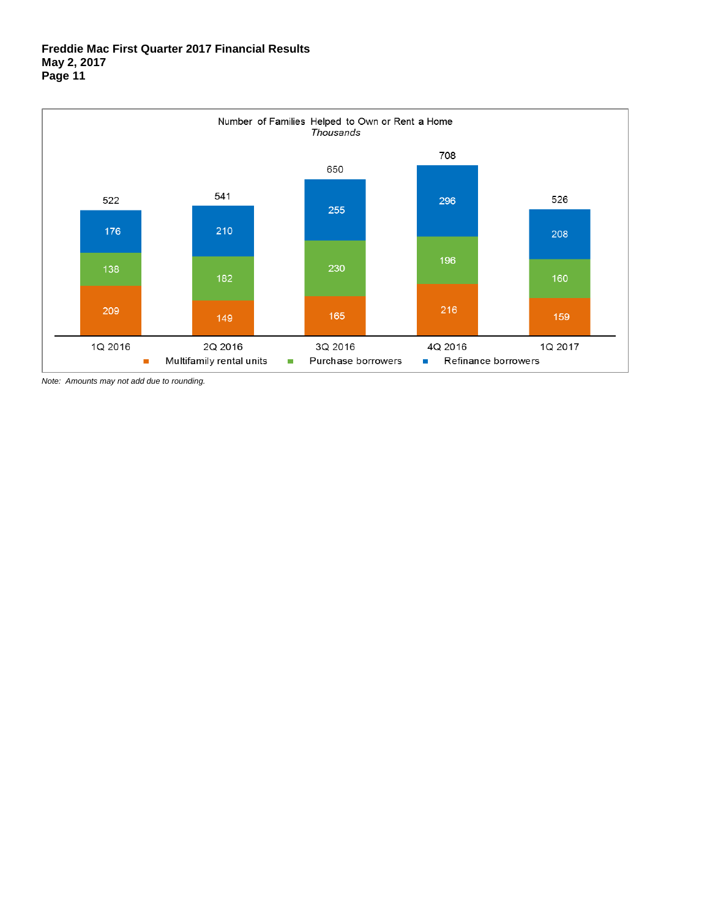Number of Families Helped to Own or Rent a Home

*Thousands*

| | 1Q 2016 | 2Q 2016 | 3Q 2016 | 4Q 2016 | 1Q 2017 |
|---|---|---|---|---|---|
| Multifamily rental units | 209 | 149 | 165 | 216 | 159 |
| Purchase borrowers | 138 | 182 | 230 | 196 | 160 |
| Refinance borrowers | 176 | 210 | 255 | 296 | 208 |
| Total | 522 | 541 | 650 | 708 | 526 |

*Note: Amounts may not add due to rounding.*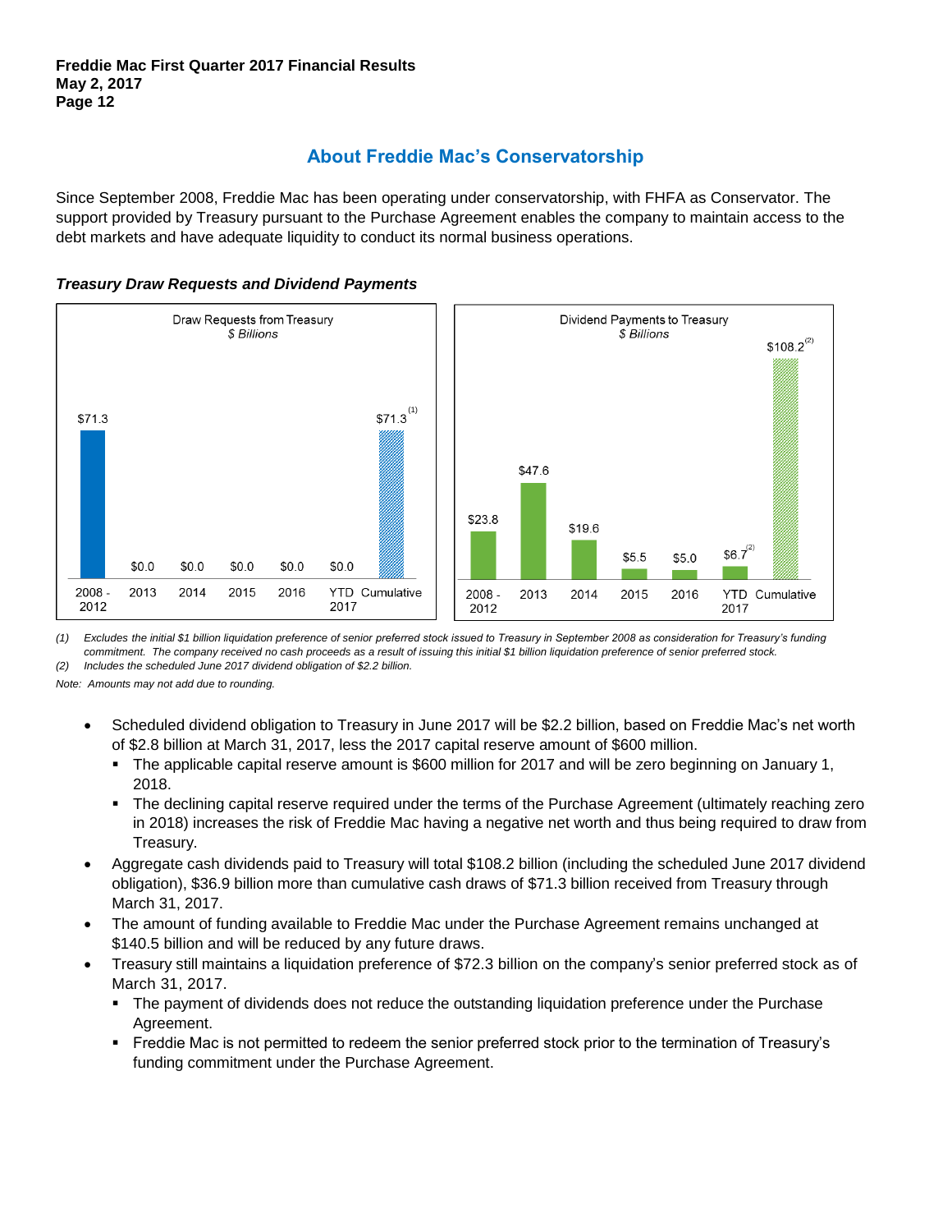## About Freddie Mac's Conservatorship

Since September 2008, Freddie Mac has been operating under conservatorship, with FHFA as Conservator. The support provided by Treasury pursuant to the Purchase Agreement enables the company to maintain access to the debt markets and have adequate liquidity to conduct its normal business operations.

### *Treasury Draw Requests and Dividend Payments*

Draw Requests from Treasury
*$ Billions*

| 2008 - 2012 | 2013 | 2014 | 2015 | 2016 | YTD 2017 | Cumulative |
|---|---|---|---|---|---|---|
| $71.3 | $0.0 | $0.0 | $0.0 | $0.0 | $0.0 | $71.3 (1) |

Dividend Payments to Treasury
*$ Billions*

| 2008 - 2012 | 2013 | 2014 | 2015 | 2016 | YTD 2017 | Cumulative |
|---|---|---|---|---|---|---|
| $23.8 | $47.6 | $19.6 | $5.5 | $5.0 | $6.7 (2) | $108.2 (2) |

*(1) Excludes the initial $1 billion liquidation preference of senior preferred stock issued to Treasury in September 2008 as consideration for Treasury's funding commitment. The company received no cash proceeds as a result of issuing this initial $1 billion liquidation preference of senior preferred stock.*

*(2) Includes the scheduled June 2017 dividend obligation of $2.2 billion.*

*Note: Amounts may not add due to rounding.*

- Scheduled dividend obligation to Treasury in June 2017 will be $2.2 billion, based on Freddie Mac's net worth of $2.8 billion at March 31, 2017, less the 2017 capital reserve amount of $600 million.
  - The applicable capital reserve amount is $600 million for 2017 and will be zero beginning on January 1, 2018.
  - The declining capital reserve required under the terms of the Purchase Agreement (ultimately reaching zero in 2018) increases the risk of Freddie Mac having a negative net worth and thus being required to draw from Treasury.
- Aggregate cash dividends paid to Treasury will total $108.2 billion (including the scheduled June 2017 dividend obligation), $36.9 billion more than cumulative cash draws of $71.3 billion received from Treasury through March 31, 2017.
- The amount of funding available to Freddie Mac under the Purchase Agreement remains unchanged at $140.5 billion and will be reduced by any future draws.
- Treasury still maintains a liquidation preference of $72.3 billion on the company's senior preferred stock as of March 31, 2017.
  - The payment of dividends does not reduce the outstanding liquidation preference under the Purchase Agreement.
  - Freddie Mac is not permitted to redeem the senior preferred stock prior to the termination of Treasury's funding commitment under the Purchase Agreement.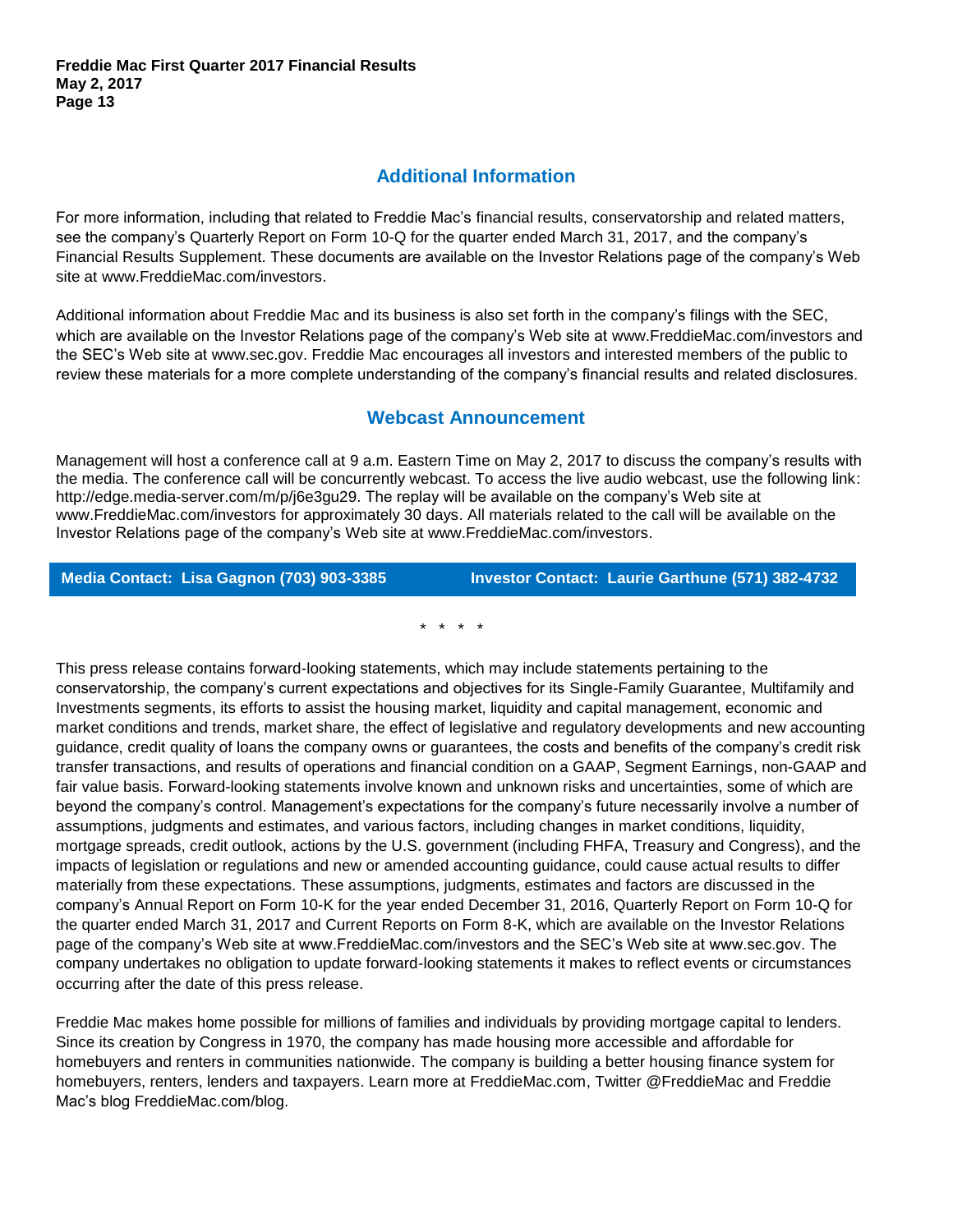## Additional Information

For more information, including that related to Freddie Mac's financial results, conservatorship and related matters, see the company's Quarterly Report on Form 10-Q for the quarter ended March 31, 2017, and the company's Financial Results Supplement. These documents are available on the Investor Relations page of the company's Web site at www.FreddieMac.com/investors.

Additional information about Freddie Mac and its business is also set forth in the company's filings with the SEC, which are available on the Investor Relations page of the company's Web site at www.FreddieMac.com/investors and the SEC's Web site at www.sec.gov. Freddie Mac encourages all investors and interested members of the public to review these materials for a more complete understanding of the company's financial results and related disclosures.

## Webcast Announcement

Management will host a conference call at 9 a.m. Eastern Time on May 2, 2017 to discuss the company's results with the media. The conference call will be concurrently webcast. To access the live audio webcast, use the following link: http://edge.media-server.com/m/p/j6e3gu29. The replay will be available on the company's Web site at www.FreddieMac.com/investors for approximately 30 days. All materials related to the call will be available on the Investor Relations page of the company's Web site at www.FreddieMac.com/investors.

**Media Contact: Lisa Gagnon (703) 903-3385** **Investor Contact: Laurie Garthune (571) 382-4732**

\* \* \* \*

This press release contains forward-looking statements, which may include statements pertaining to the conservatorship, the company's current expectations and objectives for its Single-Family Guarantee, Multifamily and Investments segments, its efforts to assist the housing market, liquidity and capital management, economic and market conditions and trends, market share, the effect of legislative and regulatory developments and new accounting guidance, credit quality of loans the company owns or guarantees, the costs and benefits of the company's credit risk transfer transactions, and results of operations and financial condition on a GAAP, Segment Earnings, non-GAAP and fair value basis. Forward-looking statements involve known and unknown risks and uncertainties, some of which are beyond the company's control. Management's expectations for the company's future necessarily involve a number of assumptions, judgments and estimates, and various factors, including changes in market conditions, liquidity, mortgage spreads, credit outlook, actions by the U.S. government (including FHFA, Treasury and Congress), and the impacts of legislation or regulations and new or amended accounting guidance, could cause actual results to differ materially from these expectations. These assumptions, judgments, estimates and factors are discussed in the company's Annual Report on Form 10-K for the year ended December 31, 2016, Quarterly Report on Form 10-Q for the quarter ended March 31, 2017 and Current Reports on Form 8-K, which are available on the Investor Relations page of the company's Web site at www.FreddieMac.com/investors and the SEC's Web site at www.sec.gov. The company undertakes no obligation to update forward-looking statements it makes to reflect events or circumstances occurring after the date of this press release.

Freddie Mac makes home possible for millions of families and individuals by providing mortgage capital to lenders. Since its creation by Congress in 1970, the company has made housing more accessible and affordable for homebuyers and renters in communities nationwide. The company is building a better housing finance system for homebuyers, renters, lenders and taxpayers. Learn more at FreddieMac.com, Twitter @FreddieMac and Freddie Mac's blog FreddieMac.com/blog.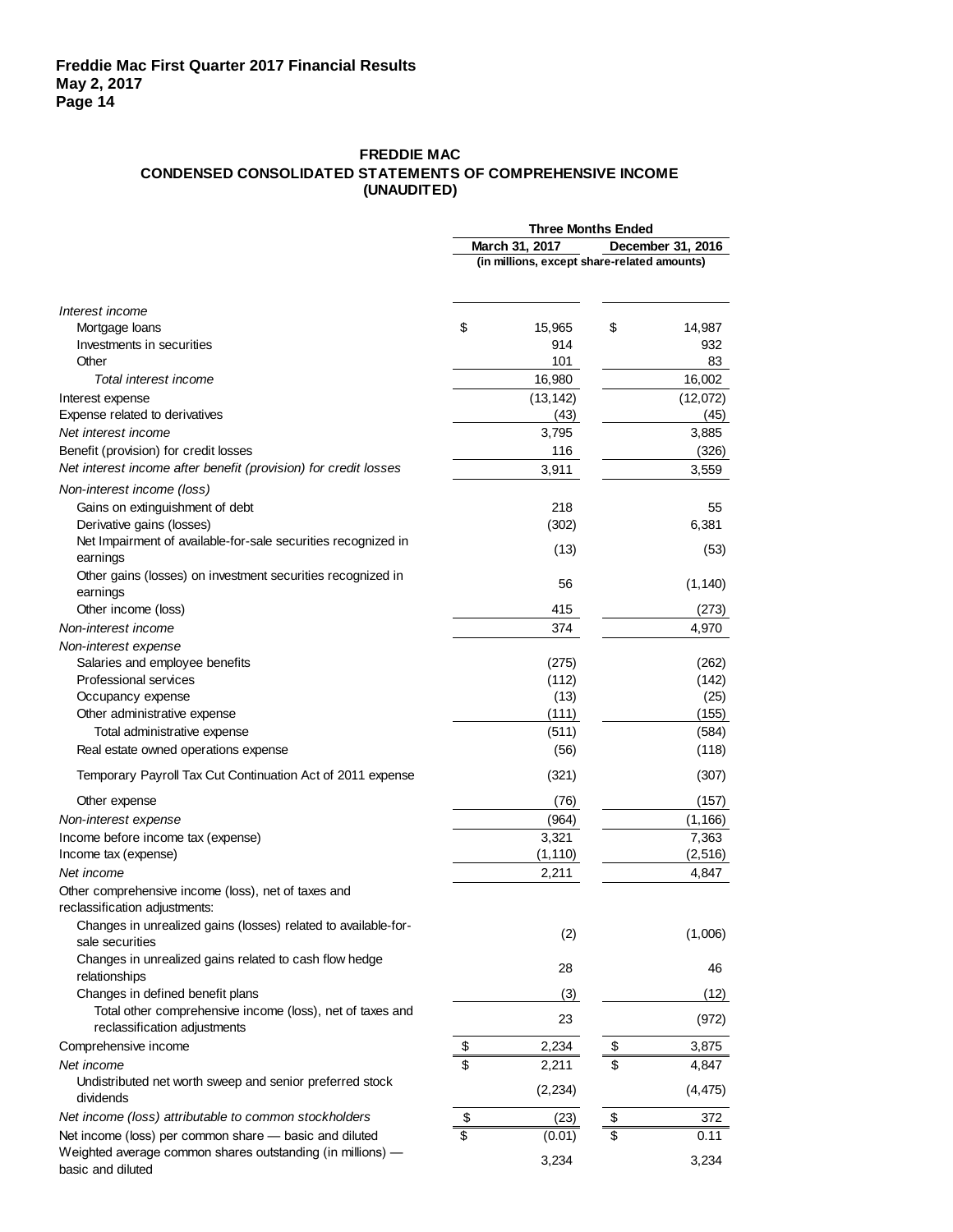## FREDDIE MAC
### CONDENSED CONSOLIDATED STATEMENTS OF COMPREHENSIVE INCOME (UNAUDITED)

| | Three Months Ended | |
|---|---|---|
| | March 31, 2017 | December 31, 2016 |
| | (in millions, except share-related amounts) | |
| *Interest income* | | |
| Mortgage loans | $ 15,965 | $ 14,987 |
| Investments in securities | 914 | 932 |
| Other | 101 | 83 |
| *Total interest income* | 16,980 | 16,002 |
| Interest expense | (13,142) | (12,072) |
| Expense related to derivatives | (43) | (45) |
| *Net interest income* | 3,795 | 3,885 |
| Benefit (provision) for credit losses | 116 | (326) |
| *Net interest income after benefit (provision) for credit losses* | 3,911 | 3,559 |
| *Non-interest income (loss)* | | |
| Gains on extinguishment of debt | 218 | 55 |
| Derivative gains (losses) | (302) | 6,381 |
| Net Impairment of available-for-sale securities recognized in earnings | (13) | (53) |
| Other gains (losses) on investment securities recognized in earnings | 56 | (1,140) |
| Other income (loss) | 415 | (273) |
| *Non-interest income* | 374 | 4,970 |
| *Non-interest expense* | | |
| Salaries and employee benefits | (275) | (262) |
| Professional services | (112) | (142) |
| Occupancy expense | (13) | (25) |
| Other administrative expense | (111) | (155) |
| Total administrative expense | (511) | (584) |
| Real estate owned operations expense | (56) | (118) |
| Temporary Payroll Tax Cut Continuation Act of 2011 expense | (321) | (307) |
| Other expense | (76) | (157) |
| *Non-interest expense* | (964) | (1,166) |
| Income before income tax (expense) | 3,321 | 7,363 |
| Income tax (expense) | (1,110) | (2,516) |
| *Net income* | 2,211 | 4,847 |
| Other comprehensive income (loss), net of taxes and reclassification adjustments: | | |
| Changes in unrealized gains (losses) related to available-for-sale securities | (2) | (1,006) |
| Changes in unrealized gains related to cash flow hedge relationships | 28 | 46 |
| Changes in defined benefit plans | (3) | (12) |
| Total other comprehensive income (loss), net of taxes and reclassification adjustments | 23 | (972) |
| Comprehensive income | $ 2,234 | $ 3,875 |
| *Net income* | $ 2,211 | $ 4,847 |
| Undistributed net worth sweep and senior preferred stock dividends | (2,234) | (4,475) |
| *Net income (loss) attributable to common stockholders* | $ (23) | $ 372 |
| Net income (loss) per common share — basic and diluted | $ (0.01) | $ 0.11 |
| Weighted average common shares outstanding (in millions) — basic and diluted | 3,234 | 3,234 |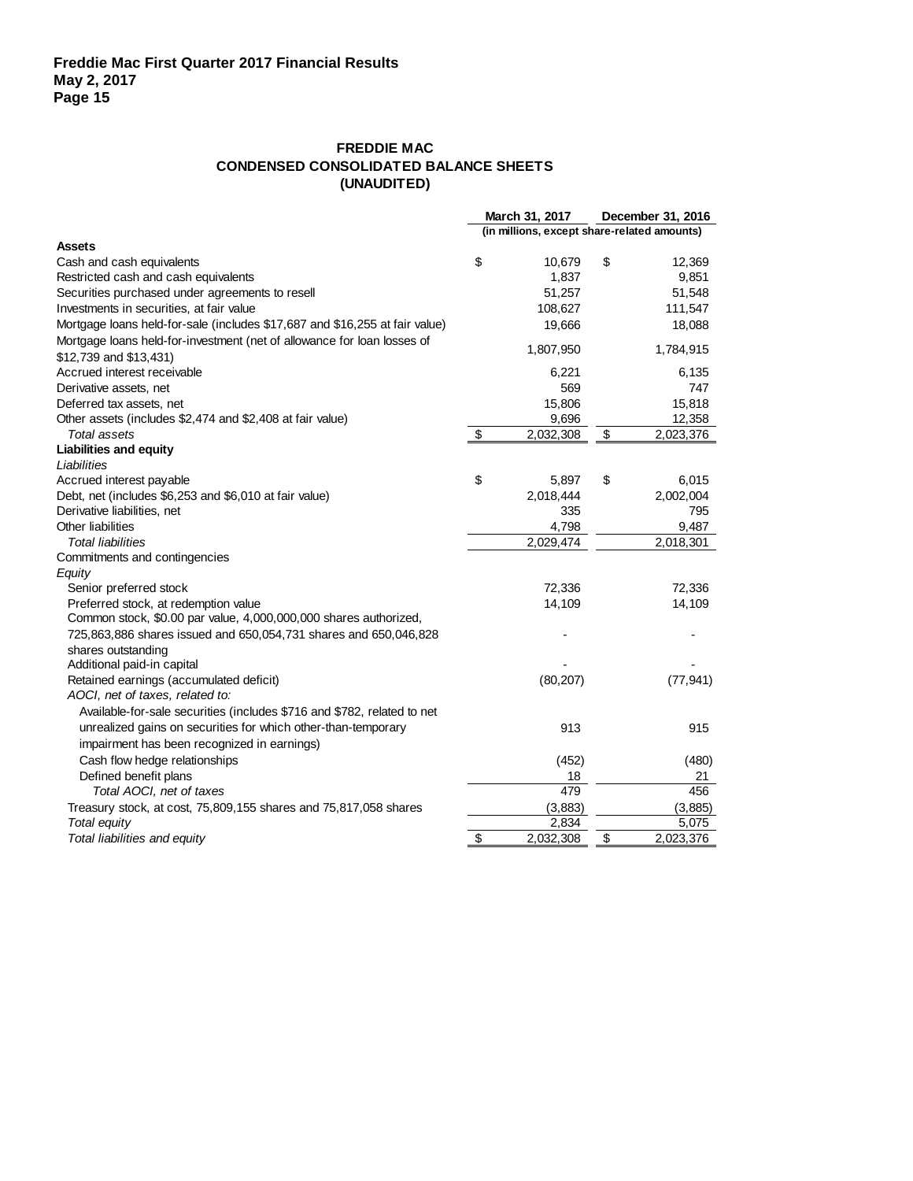# FREDDIE MAC
## CONDENSED CONSOLIDATED BALANCE SHEETS
### (UNAUDITED)

| | March 31, 2017 | December 31, 2016 |
|---|---|---|
| | (in millions, except share-related amounts) | |
| **Assets** | | |
| Cash and cash equivalents | $ 10,679 | $ 12,369 |
| Restricted cash and cash equivalents | 1,837 | 9,851 |
| Securities purchased under agreements to resell | 51,257 | 51,548 |
| Investments in securities, at fair value | 108,627 | 111,547 |
| Mortgage loans held-for-sale (includes $17,687 and $16,255 at fair value) | 19,666 | 18,088 |
| Mortgage loans held-for-investment (net of allowance for loan losses of $12,739 and $13,431) | 1,807,950 | 1,784,915 |
| Accrued interest receivable | 6,221 | 6,135 |
| Derivative assets, net | 569 | 747 |
| Deferred tax assets, net | 15,806 | 15,818 |
| Other assets (includes $2,474 and $2,408 at fair value) | 9,696 | 12,358 |
| *Total assets* | $ 2,032,308 | $ 2,023,376 |
| **Liabilities and equity** | | |
| *Liabilities* | | |
| Accrued interest payable | $ 5,897 | $ 6,015 |
| Debt, net (includes $6,253 and $6,010 at fair value) | 2,018,444 | 2,002,004 |
| Derivative liabilities, net | 335 | 795 |
| Other liabilities | 4,798 | 9,487 |
| *Total liabilities* | 2,029,474 | 2,018,301 |
| Commitments and contingencies | | |
| *Equity* | | |
| Senior preferred stock | 72,336 | 72,336 |
| Preferred stock, at redemption value | 14,109 | 14,109 |
| Common stock, $0.00 par value, 4,000,000,000 shares authorized, 725,863,886 shares issued and 650,054,731 shares and 650,046,828 shares outstanding | - | - |
| Additional paid-in capital | - | - |
| Retained earnings (accumulated deficit) | (80,207) | (77,941) |
| *AOCI, net of taxes, related to:* | | |
| Available-for-sale securities (includes $716 and $782, related to net unrealized gains on securities for which other-than-temporary impairment has been recognized in earnings) | 913 | 915 |
| Cash flow hedge relationships | (452) | (480) |
| Defined benefit plans | 18 | 21 |
| *Total AOCI, net of taxes* | 479 | 456 |
| Treasury stock, at cost, 75,809,155 shares and 75,817,058 shares | (3,883) | (3,885) |
| *Total equity* | 2,834 | 5,075 |
| *Total liabilities and equity* | $ 2,032,308 | $ 2,023,376 |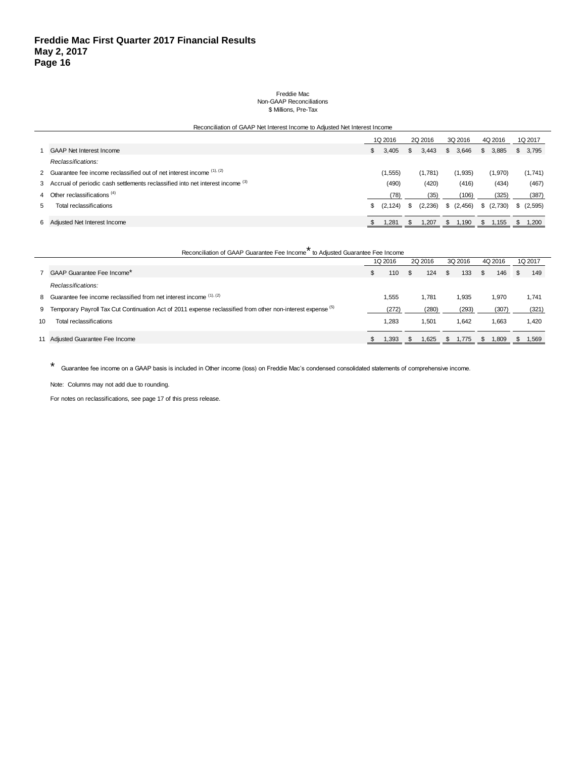Freddie Mac
Non-GAAP Reconciliations
$ Millions, Pre-Tax

Reconciliation of GAAP Net Interest Income to Adjusted Net Interest Income

| | | 1Q 2016 | 2Q 2016 | 3Q 2016 | 4Q 2016 | 1Q 2017 |
|---|---|---|---|---|---|---|
| 1 | GAAP Net Interest Income | $ 3,405 | $ 3,443 | $ 3,646 | $ 3,885 | $ 3,795 |
| | *Reclassifications:* | | | | | |
| 2 | Guarantee fee income reclassified out of net interest income (1), (2) | (1,555) | (1,781) | (1,935) | (1,970) | (1,741) |
| 3 | Accrual of periodic cash settlements reclassified into net interest income (3) | (490) | (420) | (416) | (434) | (467) |
| 4 | Other reclassifications (4) | (78) | (35) | (106) | (325) | (387) |
| 5 | Total reclassifications | $ (2,124) | $ (2,236) | $ (2,456) | $ (2,730) | $ (2,595) |
| 6 | Adjusted Net Interest Income | $ 1,281 | $ 1,207 | $ 1,190 | $ 1,155 | $ 1,200 |

Reconciliation of GAAP Guarantee Fee Income* to Adjusted Guarantee Fee Income

| | | 1Q 2016 | 2Q 2016 | 3Q 2016 | 4Q 2016 | 1Q 2017 |
|---|---|---|---|---|---|---|
| 7 | GAAP Guarantee Fee Income* | $ 110 | $ 124 | $ 133 | $ 146 | $ 149 |
| | *Reclassifications:* | | | | | |
| 8 | Guarantee fee income reclassified from net interest income (1), (2) | 1,555 | 1,781 | 1,935 | 1,970 | 1,741 |
| 9 | Temporary Payroll Tax Cut Continuation Act of 2011 expense reclassified from other non-interest expense (5) | (272) | (280) | (293) | (307) | (321) |
| 10 | Total reclassifications | 1,283 | 1,501 | 1,642 | 1,663 | 1,420 |
| 11 | Adjusted Guarantee Fee Income | $ 1,393 | $ 1,625 | $ 1,775 | $ 1,809 | $ 1,569 |

\* Guarantee fee income on a GAAP basis is included in Other income (loss) on Freddie Mac's condensed consolidated statements of comprehensive income.

Note: Columns may not add due to rounding.

For notes on reclassifications, see page 17 of this press release.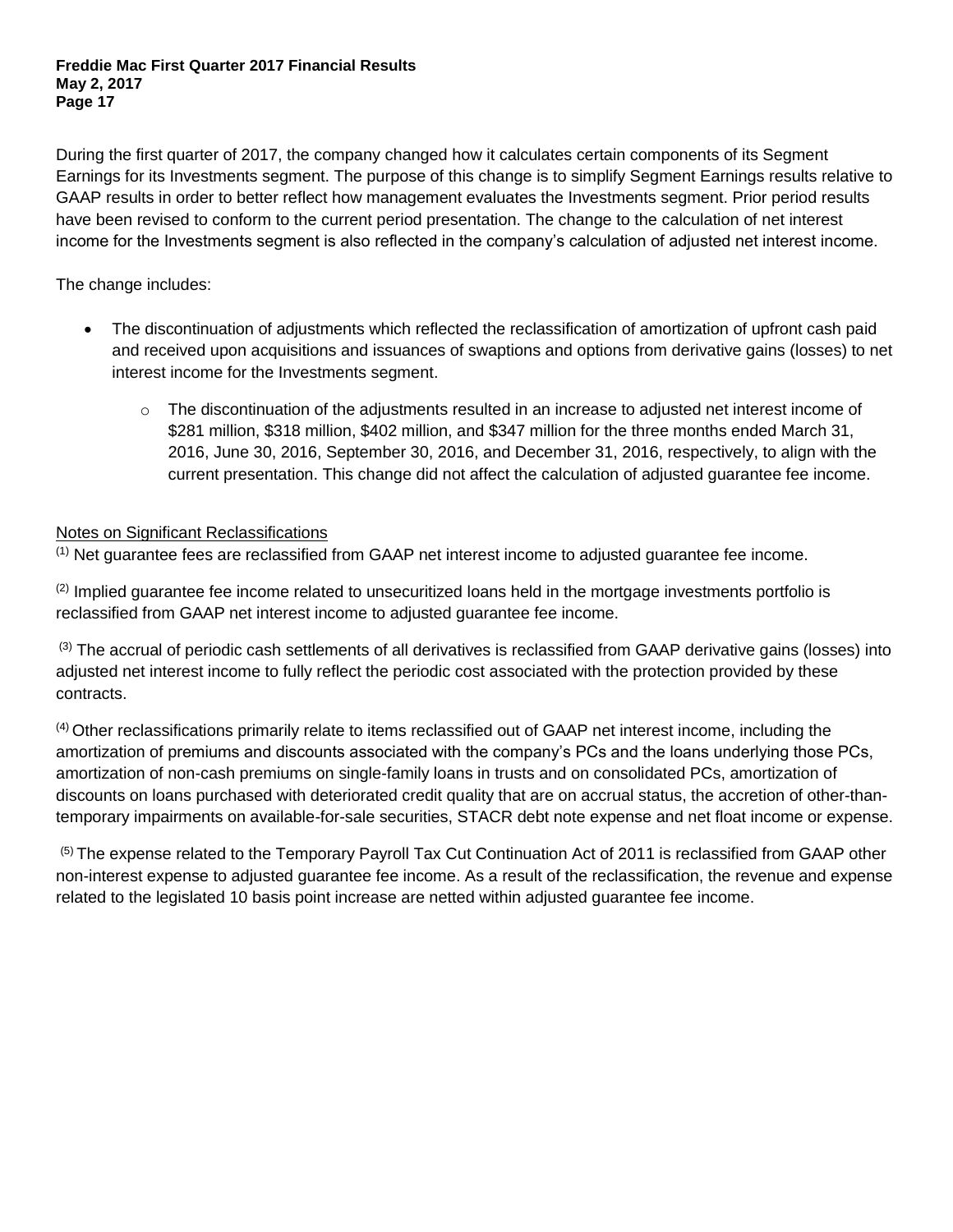During the first quarter of 2017, the company changed how it calculates certain components of its Segment Earnings for its Investments segment. The purpose of this change is to simplify Segment Earnings results relative to GAAP results in order to better reflect how management evaluates the Investments segment. Prior period results have been revised to conform to the current period presentation. The change to the calculation of net interest income for the Investments segment is also reflected in the company's calculation of adjusted net interest income.

The change includes:

- The discontinuation of adjustments which reflected the reclassification of amortization of upfront cash paid and received upon acquisitions and issuances of swaptions and options from derivative gains (losses) to net interest income for the Investments segment.
  - The discontinuation of the adjustments resulted in an increase to adjusted net interest income of \$281 million, \$318 million, \$402 million, and \$347 million for the three months ended March 31, 2016, June 30, 2016, September 30, 2016, and December 31, 2016, respectively, to align with the current presentation. This change did not affect the calculation of adjusted guarantee fee income.

Notes on Significant Reclassifications

(1) Net guarantee fees are reclassified from GAAP net interest income to adjusted guarantee fee income.

(2) Implied guarantee fee income related to unsecuritized loans held in the mortgage investments portfolio is reclassified from GAAP net interest income to adjusted guarantee fee income.

(3) The accrual of periodic cash settlements of all derivatives is reclassified from GAAP derivative gains (losses) into adjusted net interest income to fully reflect the periodic cost associated with the protection provided by these contracts.

(4) Other reclassifications primarily relate to items reclassified out of GAAP net interest income, including the amortization of premiums and discounts associated with the company's PCs and the loans underlying those PCs, amortization of non-cash premiums on single-family loans in trusts and on consolidated PCs, amortization of discounts on loans purchased with deteriorated credit quality that are on accrual status, the accretion of other-than-temporary impairments on available-for-sale securities, STACR debt note expense and net float income or expense.

(5) The expense related to the Temporary Payroll Tax Cut Continuation Act of 2011 is reclassified from GAAP other non-interest expense to adjusted guarantee fee income. As a result of the reclassification, the revenue and expense related to the legislated 10 basis point increase are netted within adjusted guarantee fee income.